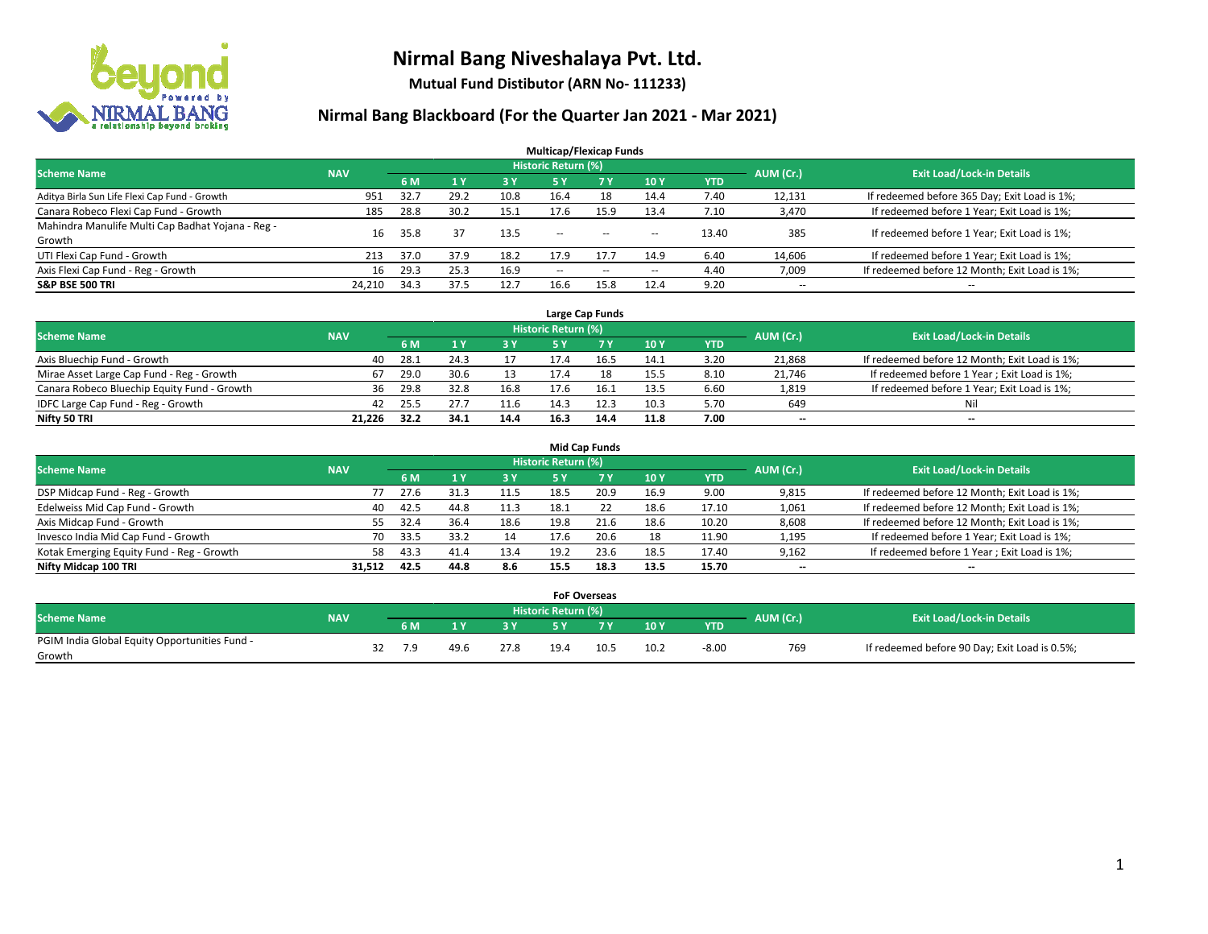# Nirmal Bang Niveshalaya Pvt. Ltd.

**Mutual Fund Distibutor (ARN No- 111233)**

## Nirmal Bang Blackboard (For the Quarter Jan 2021 - Mar 2021)

### Multicap/Flexicap Funds

| Scheme Name | NAV | Historic Return (%) | | | | | | | AUM (Cr.) | Exit Load/Lock-in Details |
|---|---|---|---|---|---|---|---|---|---|---|
| | | 6 M | 1 Y | 3 Y | 5 Y | 7 Y | 10 Y | YTD | | |
| Aditya Birla Sun Life Flexi Cap Fund - Growth | 951 | 32.7 | 29.2 | 10.8 | 16.4 | 18 | 14.4 | 7.40 | 12,131 | If redeemed before 365 Day; Exit Load is 1%; |
| Canara Robeco Flexi Cap Fund - Growth | 185 | 28.8 | 30.2 | 15.1 | 17.6 | 15.9 | 13.4 | 7.10 | 3,470 | If redeemed before 1 Year; Exit Load is 1%; |
| Mahindra Manulife Multi Cap Badhat Yojana - Reg - Growth | 16 | 35.8 | 37 | 13.5 | -- | -- | -- | 13.40 | 385 | If redeemed before 1 Year; Exit Load is 1%; |
| UTI Flexi Cap Fund - Growth | 213 | 37.0 | 37.9 | 18.2 | 17.9 | 17.7 | 14.9 | 6.40 | 14,606 | If redeemed before 1 Year; Exit Load is 1%; |
| Axis Flexi Cap Fund - Reg - Growth | 16 | 29.3 | 25.3 | 16.9 | -- | -- | -- | 4.40 | 7,009 | If redeemed before 12 Month; Exit Load is 1%; |
| **S&P BSE 500 TRI** | **24,210** | **34.3** | **37.5** | **12.7** | **16.6** | **15.8** | **12.4** | **9.20** | -- | -- |

### Large Cap Funds

| Scheme Name | NAV | Historic Return (%) | | | | | | | AUM (Cr.) | Exit Load/Lock-in Details |
|---|---|---|---|---|---|---|---|---|---|---|
| | | 6 M | 1 Y | 3 Y | 5 Y | 7 Y | 10 Y | YTD | | |
| Axis Bluechip Fund - Growth | 40 | 28.1 | 24.3 | 17 | 17.4 | 16.5 | 14.1 | 3.20 | 21,868 | If redeemed before 12 Month; Exit Load is 1%; |
| Mirae Asset Large Cap Fund - Reg - Growth | 67 | 29.0 | 30.6 | 13 | 17.4 | 18 | 15.5 | 8.10 | 21,746 | If redeemed before 1 Year ; Exit Load is 1%; |
| Canara Robeco Bluechip Equity Fund - Growth | 36 | 29.8 | 32.8 | 16.8 | 17.6 | 16.1 | 13.5 | 6.60 | 1,819 | If redeemed before 1 Year; Exit Load is 1%; |
| IDFC Large Cap Fund - Reg - Growth | 42 | 25.5 | 27.7 | 11.6 | 14.3 | 12.3 | 10.3 | 5.70 | 649 | Nil |
| **Nifty 50 TRI** | **21,226** | **32.2** | **34.1** | **14.4** | **16.3** | **14.4** | **11.8** | **7.00** | **--** | **--** |

### Mid Cap Funds

| Scheme Name | NAV | Historic Return (%) | | | | | | | AUM (Cr.) | Exit Load/Lock-in Details |
|---|---|---|---|---|---|---|---|---|---|---|
| | | 6 M | 1 Y | 3 Y | 5 Y | 7 Y | 10 Y | YTD | | |
| DSP Midcap Fund - Reg - Growth | 77 | 27.6 | 31.3 | 11.5 | 18.5 | 20.9 | 16.9 | 9.00 | 9,815 | If redeemed before 12 Month; Exit Load is 1%; |
| Edelweiss Mid Cap Fund - Growth | 40 | 42.5 | 44.8 | 11.3 | 18.1 | 22 | 18.6 | 17.10 | 1,061 | If redeemed before 12 Month; Exit Load is 1%; |
| Axis Midcap Fund - Growth | 55 | 32.4 | 36.4 | 18.6 | 19.8 | 21.6 | 18.6 | 10.20 | 8,608 | If redeemed before 12 Month; Exit Load is 1%; |
| Invesco India Mid Cap Fund - Growth | 70 | 33.5 | 33.2 | 14 | 17.6 | 20.6 | 18 | 11.90 | 1,195 | If redeemed before 1 Year; Exit Load is 1%; |
| Kotak Emerging Equity Fund - Reg - Growth | 58 | 43.3 | 41.4 | 13.4 | 19.2 | 23.6 | 18.5 | 17.40 | 9,162 | If redeemed before 1 Year ; Exit Load is 1%; |
| **Nifty Midcap 100 TRI** | **31,512** | **42.5** | **44.8** | **8.6** | **15.5** | **18.3** | **13.5** | **15.70** | **--** | **--** |

### FoF Overseas

| Scheme Name | NAV | Historic Return (%) | | | | | | | AUM (Cr.) | Exit Load/Lock-in Details |
|---|---|---|---|---|---|---|---|---|---|---|
| | | 6 M | 1 Y | 3 Y | 5 Y | 7 Y | 10 Y | YTD | | |
| PGIM India Global Equity Opportunities Fund - Growth | 32 | 7.9 | 49.6 | 27.8 | 19.4 | 10.5 | 10.2 | -8.00 | 769 | If redeemed before 90 Day; Exit Load is 0.5%; |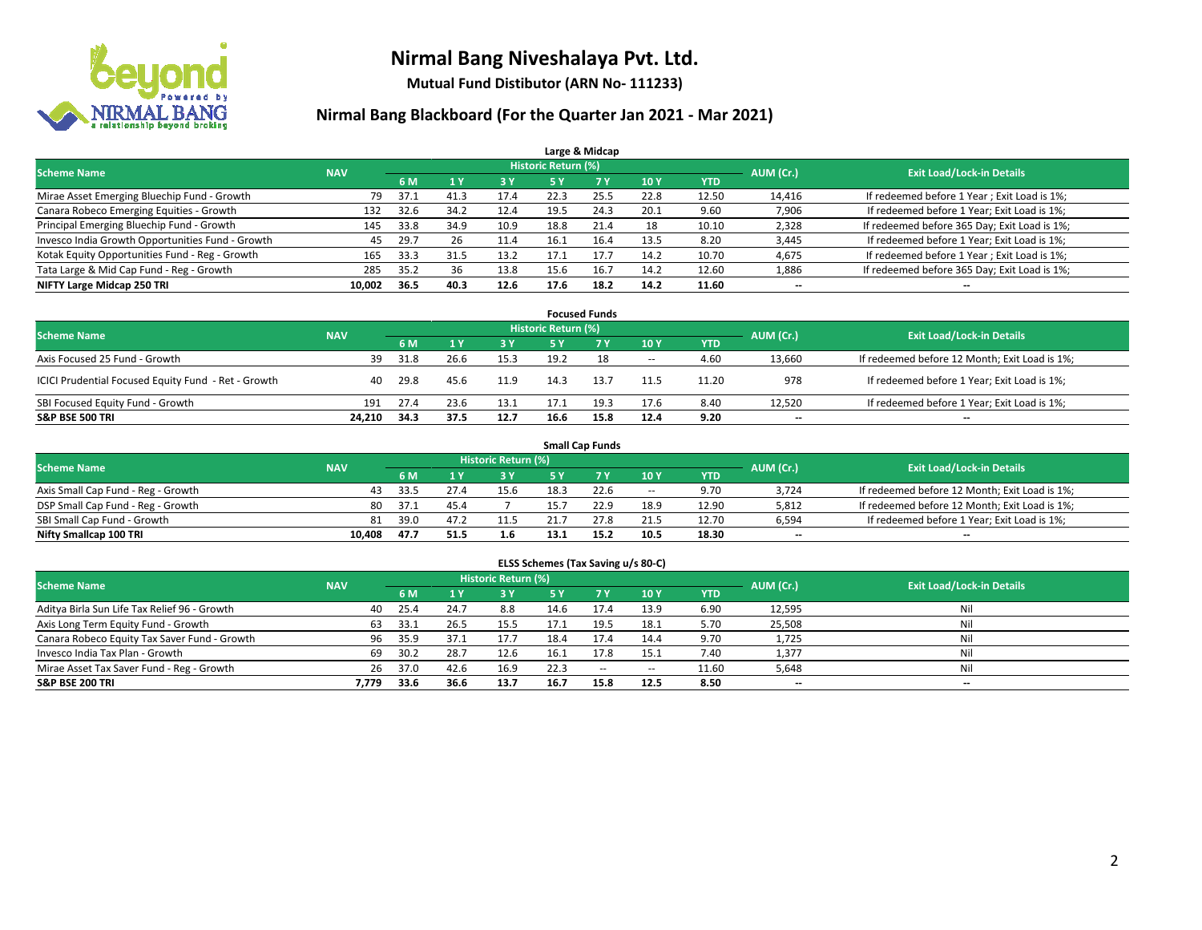# Nirmal Bang Niveshalaya Pvt. Ltd.

**Mutual Fund Distibutor (ARN No- 111233)**

## Nirmal Bang Blackboard (For the Quarter Jan 2021 - Mar 2021)

### Large & Midcap

| Scheme Name | NAV | Historic Return (%) | | | | | | | AUM (Cr.) | Exit Load/Lock-in Details |
|---|---|---|---|---|---|---|---|---|---|---|
| | | 6 M | 1 Y | 3 Y | 5 Y | 7 Y | 10 Y | YTD | | |
| Mirae Asset Emerging Bluechip Fund - Growth | 79 | 37.1 | 41.3 | 17.4 | 22.3 | 25.5 | 22.8 | 12.50 | 14,416 | If redeemed before 1 Year ; Exit Load is 1%; |
| Canara Robeco Emerging Equities - Growth | 132 | 32.6 | 34.2 | 12.4 | 19.5 | 24.3 | 20.1 | 9.60 | 7,906 | If redeemed before 1 Year; Exit Load is 1%; |
| Principal Emerging Bluechip Fund - Growth | 145 | 33.8 | 34.9 | 10.9 | 18.8 | 21.4 | 18 | 10.10 | 2,328 | If redeemed before 365 Day; Exit Load is 1%; |
| Invesco India Growth Opportunities Fund - Growth | 45 | 29.7 | 26 | 11.4 | 16.1 | 16.4 | 13.5 | 8.20 | 3,445 | If redeemed before 1 Year; Exit Load is 1%; |
| Kotak Equity Opportunities Fund - Reg - Growth | 165 | 33.3 | 31.5 | 13.2 | 17.1 | 17.7 | 14.2 | 10.70 | 4,675 | If redeemed before 1 Year ; Exit Load is 1%; |
| Tata Large & Mid Cap Fund - Reg - Growth | 285 | 35.2 | 36 | 13.8 | 15.6 | 16.7 | 14.2 | 12.60 | 1,886 | If redeemed before 365 Day; Exit Load is 1%; |
| **NIFTY Large Midcap 250 TRI** | **10,002** | **36.5** | **40.3** | **12.6** | **17.6** | **18.2** | **14.2** | **11.60** | **--** | **--** |

### Focused Funds

| Scheme Name | NAV | Historic Return (%) | | | | | | | AUM (Cr.) | Exit Load/Lock-in Details |
|---|---|---|---|---|---|---|---|---|---|---|
| | | 6 M | 1 Y | 3 Y | 5 Y | 7 Y | 10 Y | YTD | | |
| Axis Focused 25 Fund - Growth | 39 | 31.8 | 26.6 | 15.3 | 19.2 | 18 | -- | 4.60 | 13,660 | If redeemed before 12 Month; Exit Load is 1%; |
| ICICI Prudential Focused Equity Fund - Ret - Growth | 40 | 29.8 | 45.6 | 11.9 | 14.3 | 13.7 | 11.5 | 11.20 | 978 | If redeemed before 1 Year; Exit Load is 1%; |
| SBI Focused Equity Fund - Growth | 191 | 27.4 | 23.6 | 13.1 | 17.1 | 19.3 | 17.6 | 8.40 | 12,520 | If redeemed before 1 Year; Exit Load is 1%; |
| **S&P BSE 500 TRI** | **24,210** | **34.3** | **37.5** | **12.7** | **16.6** | **15.8** | **12.4** | **9.20** | **--** | **--** |

### Small Cap Funds

| Scheme Name | NAV | Historic Return (%) | | | | | | | AUM (Cr.) | Exit Load/Lock-in Details |
|---|---|---|---|---|---|---|---|---|---|---|
| | | 6 M | 1 Y | 3 Y | 5 Y | 7 Y | 10 Y | YTD | | |
| Axis Small Cap Fund - Reg - Growth | 43 | 33.5 | 27.4 | 15.6 | 18.3 | 22.6 | -- | 9.70 | 3,724 | If redeemed before 12 Month; Exit Load is 1%; |
| DSP Small Cap Fund - Reg - Growth | 80 | 37.1 | 45.4 | 7 | 15.7 | 22.9 | 18.9 | 12.90 | 5,812 | If redeemed before 12 Month; Exit Load is 1%; |
| SBI Small Cap Fund - Growth | 81 | 39.0 | 47.2 | 11.5 | 21.7 | 27.8 | 21.5 | 12.70 | 6,594 | If redeemed before 1 Year; Exit Load is 1%; |
| **Nifty Smallcap 100 TRI** | **10,408** | **47.7** | **51.5** | **1.6** | **13.1** | **15.2** | **10.5** | **18.30** | **--** | **--** |

### ELSS Schemes (Tax Saving u/s 80-C)

| Scheme Name | NAV | Historic Return (%) | | | | | | | AUM (Cr.) | Exit Load/Lock-in Details |
|---|---|---|---|---|---|---|---|---|---|---|
| | | 6 M | 1 Y | 3 Y | 5 Y | 7 Y | 10 Y | YTD | | |
| Aditya Birla Sun Life Tax Relief 96 - Growth | 40 | 25.4 | 24.7 | 8.8 | 14.6 | 17.4 | 13.9 | 6.90 | 12,595 | Nil |
| Axis Long Term Equity Fund - Growth | 63 | 33.1 | 26.5 | 15.5 | 17.1 | 19.5 | 18.1 | 5.70 | 25,508 | Nil |
| Canara Robeco Equity Tax Saver Fund - Growth | 96 | 35.9 | 37.1 | 17.7 | 18.4 | 17.4 | 14.4 | 9.70 | 1,725 | Nil |
| Invesco India Tax Plan - Growth | 69 | 30.2 | 28.7 | 12.6 | 16.1 | 17.8 | 15.1 | 7.40 | 1,377 | Nil |
| Mirae Asset Tax Saver Fund - Reg - Growth | 26 | 37.0 | 42.6 | 16.9 | 22.3 | -- | -- | 11.60 | 5,648 | Nil |
| **S&P BSE 200 TRI** | **7,779** | **33.6** | **36.6** | **13.7** | **16.7** | **15.8** | **12.5** | **8.50** | **--** | **--** |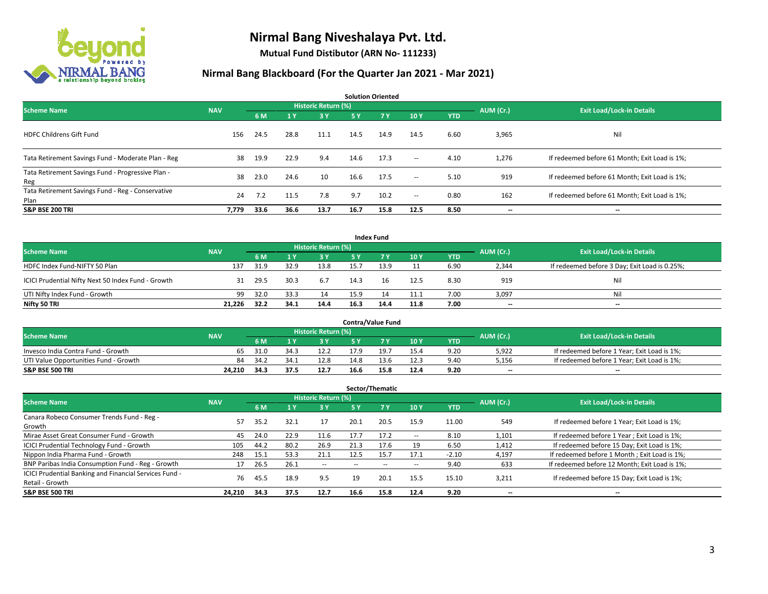# Nirmal Bang Niveshalaya Pvt. Ltd.

**Mutual Fund Distibutor (ARN No- 111233)**

## Nirmal Bang Blackboard (For the Quarter Jan 2021 - Mar 2021)

### Solution Oriented

| Scheme Name | NAV | Historic Return (%) | | | | | | | AUM (Cr.) | Exit Load/Lock-in Details |
|---|---|---|---|---|---|---|---|---|---|---|
| | | 6 M | 1 Y | 3 Y | 5 Y | 7 Y | 10 Y | YTD | | |
| HDFC Childrens Gift Fund | 156 | 24.5 | 28.8 | 11.1 | 14.5 | 14.9 | 14.5 | 6.60 | 3,965 | Nil |
| Tata Retirement Savings Fund - Moderate Plan - Reg | 38 | 19.9 | 22.9 | 9.4 | 14.6 | 17.3 | -- | 4.10 | 1,276 | If redeemed before 61 Month; Exit Load is 1%; |
| Tata Retirement Savings Fund - Progressive Plan - Reg | 38 | 23.0 | 24.6 | 10 | 16.6 | 17.5 | -- | 5.10 | 919 | If redeemed before 61 Month; Exit Load is 1%; |
| Tata Retirement Savings Fund - Reg - Conservative Plan | 24 | 7.2 | 11.5 | 7.8 | 9.7 | 10.2 | -- | 0.80 | 162 | If redeemed before 61 Month; Exit Load is 1%; |
| **S&P BSE 200 TRI** | **7,779** | **33.6** | **36.6** | **13.7** | **16.7** | **15.8** | **12.5** | **8.50** | **--** | **--** |

### Index Fund

| Scheme Name | NAV | Historic Return (%) | | | | | | | AUM (Cr.) | Exit Load/Lock-in Details |
|---|---|---|---|---|---|---|---|---|---|---|
| | | 6 M | 1 Y | 3 Y | 5 Y | 7 Y | 10 Y | YTD | | |
| HDFC Index Fund-NIFTY 50 Plan | 137 | 31.9 | 32.9 | 13.8 | 15.7 | 13.9 | 11 | 6.90 | 2,344 | If redeemed before 3 Day; Exit Load is 0.25%; |
| ICICI Prudential Nifty Next 50 Index Fund - Growth | 31 | 29.5 | 30.3 | 6.7 | 14.3 | 16 | 12.5 | 8.30 | 919 | Nil |
| UTI Nifty Index Fund - Growth | 99 | 32.0 | 33.3 | 14 | 15.9 | 14 | 11.1 | 7.00 | 3,097 | Nil |
| **Nifty 50 TRI** | **21,226** | **32.2** | **34.1** | **14.4** | **16.3** | **14.4** | **11.8** | **7.00** | **--** | **--** |

### Contra/Value Fund

| Scheme Name | NAV | Historic Return (%) | | | | | | | AUM (Cr.) | Exit Load/Lock-in Details |
|---|---|---|---|---|---|---|---|---|---|---|
| | | 6 M | 1 Y | 3 Y | 5 Y | 7 Y | 10 Y | YTD | | |
| Invesco India Contra Fund - Growth | 65 | 31.0 | 34.3 | 12.2 | 17.9 | 19.7 | 15.4 | 9.20 | 5,922 | If redeemed before 1 Year; Exit Load is 1%; |
| UTI Value Opportunities Fund - Growth | 84 | 34.2 | 34.1 | 12.8 | 14.8 | 13.6 | 12.3 | 9.40 | 5,156 | If redeemed before 1 Year; Exit Load is 1%; |
| **S&P BSE 500 TRI** | **24,210** | **34.3** | **37.5** | **12.7** | **16.6** | **15.8** | **12.4** | **9.20** | **--** | **--** |

### Sector/Thematic

| Scheme Name | NAV | Historic Return (%) | | | | | | | AUM (Cr.) | Exit Load/Lock-in Details |
|---|---|---|---|---|---|---|---|---|---|---|
| | | 6 M | 1 Y | 3 Y | 5 Y | 7 Y | 10 Y | YTD | | |
| Canara Robeco Consumer Trends Fund - Reg - Growth | 57 | 35.2 | 32.1 | 17 | 20.1 | 20.5 | 15.9 | 11.00 | 549 | If redeemed before 1 Year; Exit Load is 1%; |
| Mirae Asset Great Consumer Fund - Growth | 45 | 24.0 | 22.9 | 11.6 | 17.7 | 17.2 | -- | 8.10 | 1,101 | If redeemed before 1 Year ; Exit Load is 1%; |
| ICICI Prudential Technology Fund - Growth | 105 | 44.2 | 80.2 | 26.9 | 21.3 | 17.6 | 19 | 6.50 | 1,412 | If redeemed before 15 Day; Exit Load is 1%; |
| Nippon India Pharma Fund - Growth | 248 | 15.1 | 53.3 | 21.1 | 12.5 | 15.7 | 17.1 | -2.10 | 4,197 | If redeemed before 1 Month ; Exit Load is 1%; |
| BNP Paribas India Consumption Fund - Reg - Growth | 17 | 26.5 | 26.1 | -- | -- | -- | -- | 9.40 | 633 | If redeemed before 12 Month; Exit Load is 1%; |
| ICICI Prudential Banking and Financial Services Fund - Retail - Growth | 76 | 45.5 | 18.9 | 9.5 | 19 | 20.1 | 15.5 | 15.10 | 3,211 | If redeemed before 15 Day; Exit Load is 1%; |
| **S&P BSE 500 TRI** | **24,210** | **34.3** | **37.5** | **12.7** | **16.6** | **15.8** | **12.4** | **9.20** | **--** | **--** |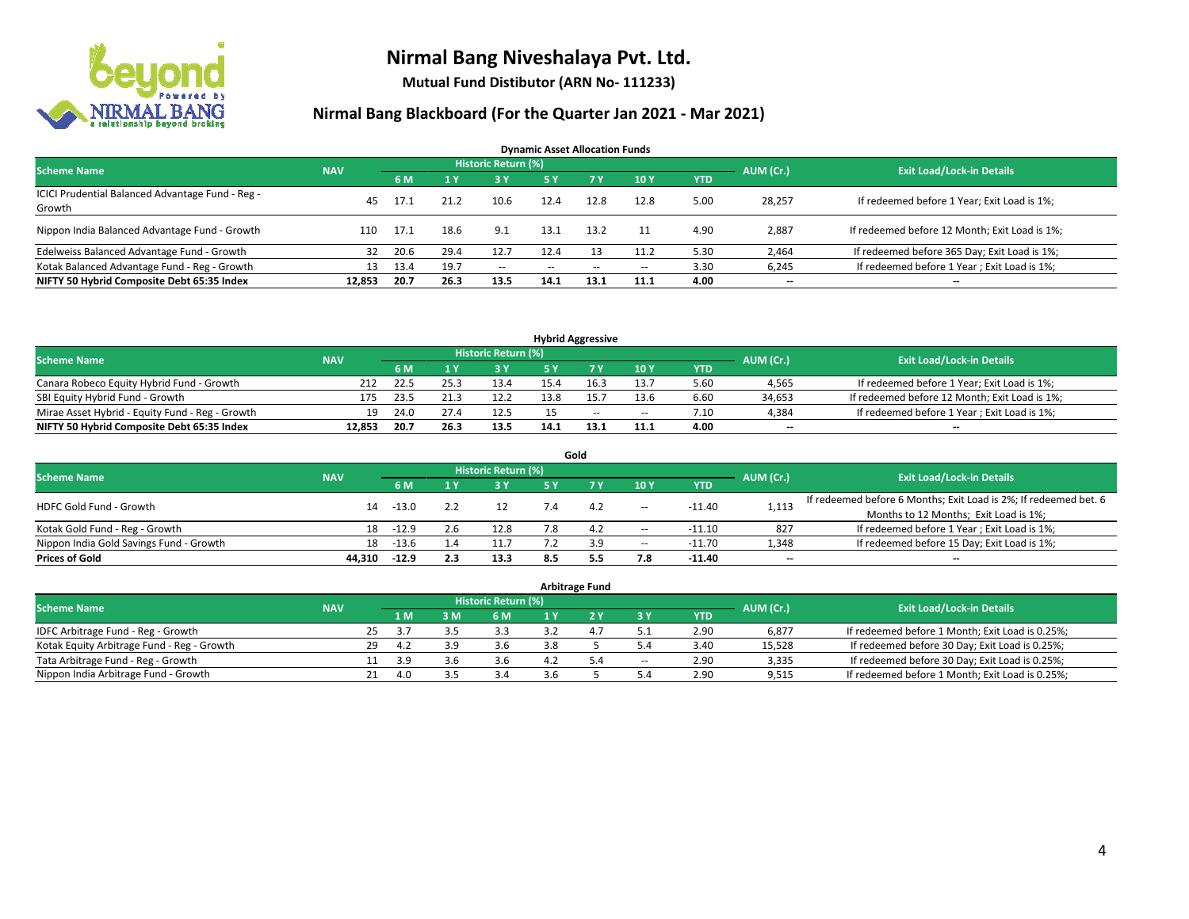# Nirmal Bang Niveshalaya Pvt. Ltd.

**Mutual Fund Distibutor (ARN No- 111233)**

## Nirmal Bang Blackboard (For the Quarter Jan 2021 - Mar 2021)

### Dynamic Asset Allocation Funds

| Scheme Name | NAV | Historic Return (%) | | | | | | | AUM (Cr.) | Exit Load/Lock-in Details |
|---|---|---|---|---|---|---|---|---|---|---|
| | | 6 M | 1 Y | 3 Y | 5 Y | 7 Y | 10 Y | YTD | | |
| ICICI Prudential Balanced Advantage Fund - Reg - Growth | 45 | 17.1 | 21.2 | 10.6 | 12.4 | 12.8 | 12.8 | 5.00 | 28,257 | If redeemed before 1 Year; Exit Load is 1%; |
| Nippon India Balanced Advantage Fund - Growth | 110 | 17.1 | 18.6 | 9.1 | 13.1 | 13.2 | 11 | 4.90 | 2,887 | If redeemed before 12 Month; Exit Load is 1%; |
| Edelweiss Balanced Advantage Fund - Growth | 32 | 20.6 | 29.4 | 12.7 | 12.4 | 13 | 11.2 | 5.30 | 2,464 | If redeemed before 365 Day; Exit Load is 1%; |
| Kotak Balanced Advantage Fund - Reg - Growth | 13 | 13.4 | 19.7 | -- | -- | -- | -- | 3.30 | 6,245 | If redeemed before 1 Year ; Exit Load is 1%; |
| **NIFTY 50 Hybrid Composite Debt 65:35 Index** | **12,853** | **20.7** | **26.3** | **13.5** | **14.1** | **13.1** | **11.1** | **4.00** | **--** | **--** |

### Hybrid Aggressive

| Scheme Name | NAV | Historic Return (%) | | | | | | | AUM (Cr.) | Exit Load/Lock-in Details |
|---|---|---|---|---|---|---|---|---|---|---|
| | | 6 M | 1 Y | 3 Y | 5 Y | 7 Y | 10 Y | YTD | | |
| Canara Robeco Equity Hybrid Fund - Growth | 212 | 22.5 | 25.3 | 13.4 | 15.4 | 16.3 | 13.7 | 5.60 | 4,565 | If redeemed before 1 Year; Exit Load is 1%; |
| SBI Equity Hybrid Fund - Growth | 175 | 23.5 | 21.3 | 12.2 | 13.8 | 15.7 | 13.6 | 6.60 | 34,653 | If redeemed before 12 Month; Exit Load is 1%; |
| Mirae Asset Hybrid - Equity Fund - Reg - Growth | 19 | 24.0 | 27.4 | 12.5 | 15 | -- | -- | 7.10 | 4,384 | If redeemed before 1 Year ; Exit Load is 1%; |
| **NIFTY 50 Hybrid Composite Debt 65:35 Index** | **12,853** | **20.7** | **26.3** | **13.5** | **14.1** | **13.1** | **11.1** | **4.00** | **--** | **--** |

### Gold

| Scheme Name | NAV | Historic Return (%) | | | | | | | AUM (Cr.) | Exit Load/Lock-in Details |
|---|---|---|---|---|---|---|---|---|---|---|
| | | 6 M | 1 Y | 3 Y | 5 Y | 7 Y | 10 Y | YTD | | |
| HDFC Gold Fund - Growth | 14 | -13.0 | 2.2 | 12 | 7.4 | 4.2 | -- | -11.40 | 1,113 | If redeemed before 6 Months; Exit Load is 2%; If redeemed bet. 6 Months to 12 Months; Exit Load is 1%; |
| Kotak Gold Fund - Reg - Growth | 18 | -12.9 | 2.6 | 12.8 | 7.8 | 4.2 | -- | -11.10 | 827 | If redeemed before 1 Year ; Exit Load is 1%; |
| Nippon India Gold Savings Fund - Growth | 18 | -13.6 | 1.4 | 11.7 | 7.2 | 3.9 | -- | -11.70 | 1,348 | If redeemed before 15 Day; Exit Load is 1%; |
| **Prices of Gold** | **44,310** | **-12.9** | **2.3** | **13.3** | **8.5** | **5.5** | **7.8** | **-11.40** | **--** | **--** |

### Arbitrage Fund

| Scheme Name | NAV | Historic Return (%) | | | | | | | AUM (Cr.) | Exit Load/Lock-in Details |
|---|---|---|---|---|---|---|---|---|---|---|
| | | 1 M | 3 M | 6 M | 1 Y | 2 Y | 3 Y | YTD | | |
| IDFC Arbitrage Fund - Reg - Growth | 25 | 3.7 | 3.5 | 3.3 | 3.2 | 4.7 | 5.1 | 2.90 | 6,877 | If redeemed before 1 Month; Exit Load is 0.25%; |
| Kotak Equity Arbitrage Fund - Reg - Growth | 29 | 4.2 | 3.9 | 3.6 | 3.8 | 5 | 5.4 | 3.40 | 15,528 | If redeemed before 30 Day; Exit Load is 0.25%; |
| Tata Arbitrage Fund - Reg - Growth | 11 | 3.9 | 3.6 | 3.6 | 4.2 | 5.4 | -- | 2.90 | 3,335 | If redeemed before 30 Day; Exit Load is 0.25%; |
| Nippon India Arbitrage Fund - Growth | 21 | 4.0 | 3.5 | 3.4 | 3.6 | 5 | 5.4 | 2.90 | 9,515 | If redeemed before 1 Month; Exit Load is 0.25%; |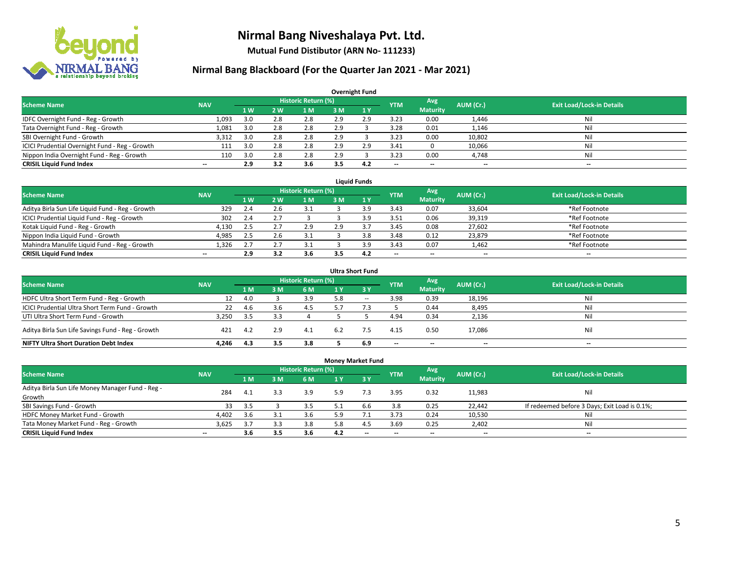# Nirmal Bang Niveshalaya Pvt. Ltd.

**Mutual Fund Distibutor (ARN No- 111233)**

## Nirmal Bang Blackboard (For the Quarter Jan 2021 - Mar 2021)

### Overnight Fund

| Scheme Name | NAV | Historic Return (%) | | | | | YTM | Avg Maturity | AUM (Cr.) | Exit Load/Lock-in Details |
|---|---|---|---|---|---|---|---|---|---|---|
| | | 1 W | 2 W | 1 M | 3 M | 1 Y | | | | |
| IDFC Overnight Fund - Reg - Growth | 1,093 | 3.0 | 2.8 | 2.8 | 2.9 | 2.9 | 3.23 | 0.00 | 1,446 | Nil |
| Tata Overnight Fund - Reg - Growth | 1,081 | 3.0 | 2.8 | 2.8 | 2.9 | 3 | 3.28 | 0.01 | 1,146 | Nil |
| SBI Overnight Fund - Growth | 3,312 | 3.0 | 2.8 | 2.8 | 2.9 | 3 | 3.23 | 0.00 | 10,802 | Nil |
| ICICI Prudential Overnight Fund - Reg - Growth | 111 | 3.0 | 2.8 | 2.8 | 2.9 | 2.9 | 3.41 | 0 | 10,066 | Nil |
| Nippon India Overnight Fund - Reg - Growth | 110 | 3.0 | 2.8 | 2.8 | 2.9 | 3 | 3.23 | 0.00 | 4,748 | Nil |
| **CRISIL Liquid Fund Index** | -- | **2.9** | **3.2** | **3.6** | **3.5** | **4.2** | -- | -- | -- | -- |

### Liquid Funds

| Scheme Name | NAV | Historic Return (%) | | | | | YTM | Avg Maturity | AUM (Cr.) | Exit Load/Lock-in Details |
|---|---|---|---|---|---|---|---|---|---|---|
| | | 1 W | 2 W | 1 M | 3 M | 1 Y | | | | |
| Aditya Birla Sun Life Liquid Fund - Reg - Growth | 329 | 2.4 | 2.6 | 3.1 | 3 | 3.9 | 3.43 | 0.07 | 33,604 | *Ref Footnote |
| ICICI Prudential Liquid Fund - Reg - Growth | 302 | 2.4 | 2.7 | 3 | 3 | 3.9 | 3.51 | 0.06 | 39,319 | *Ref Footnote |
| Kotak Liquid Fund - Reg - Growth | 4,130 | 2.5 | 2.7 | 2.9 | 2.9 | 3.7 | 3.45 | 0.08 | 27,602 | *Ref Footnote |
| Nippon India Liquid Fund - Growth | 4,985 | 2.5 | 2.6 | 3.1 | 3 | 3.8 | 3.48 | 0.12 | 23,879 | *Ref Footnote |
| Mahindra Manulife Liquid Fund - Reg - Growth | 1,326 | 2.7 | 2.7 | 3.1 | 3 | 3.9 | 3.43 | 0.07 | 1,462 | *Ref Footnote |
| **CRISIL Liquid Fund Index** | -- | **2.9** | **3.2** | **3.6** | **3.5** | **4.2** | -- | -- | -- | -- |

### Ultra Short Fund

| Scheme Name | NAV | Historic Return (%) | | | | | YTM | Avg Maturity | AUM (Cr.) | Exit Load/Lock-in Details |
|---|---|---|---|---|---|---|---|---|---|---|
| | | 1 M | 3 M | 6 M | 1 Y | 3 Y | | | | |
| HDFC Ultra Short Term Fund - Reg - Growth | 12 | 4.0 | 3 | 3.9 | 5.8 | -- | 3.98 | 0.39 | 18,196 | Nil |
| ICICI Prudential Ultra Short Term Fund - Growth | 22 | 4.6 | 3.6 | 4.5 | 5.7 | 7.3 | 5 | 0.44 | 8,495 | Nil |
| UTI Ultra Short Term Fund - Growth | 3,250 | 3.5 | 3.3 | 4 | 5 | 5 | 4.94 | 0.34 | 2,136 | Nil |
| Aditya Birla Sun Life Savings Fund - Reg - Growth | 421 | 4.2 | 2.9 | 4.1 | 6.2 | 7.5 | 4.15 | 0.50 | 17,086 | Nil |
| **NIFTY Ultra Short Duration Debt Index** | **4,246** | **4.3** | **3.5** | **3.8** | **5** | **6.9** | -- | -- | -- | -- |

### Money Market Fund

| Scheme Name | NAV | Historic Return (%) | | | | | YTM | Avg Maturity | AUM (Cr.) | Exit Load/Lock-in Details |
|---|---|---|---|---|---|---|---|---|---|---|
| | | 1 M | 3 M | 6 M | 1 Y | 3 Y | | | | |
| Aditya Birla Sun Life Money Manager Fund - Reg - Growth | 284 | 4.1 | 3.3 | 3.9 | 5.9 | 7.3 | 3.95 | 0.32 | 11,983 | Nil |
| SBI Savings Fund - Growth | 33 | 3.5 | 3 | 3.5 | 5.1 | 6.6 | 3.8 | 0.25 | 22,442 | If redeemed before 3 Days; Exit Load is 0.1%; |
| HDFC Money Market Fund - Growth | 4,402 | 3.6 | 3.1 | 3.6 | 5.9 | 7.1 | 3.73 | 0.24 | 10,530 | Nil |
| Tata Money Market Fund - Reg - Growth | 3,625 | 3.7 | 3.3 | 3.8 | 5.8 | 4.5 | 3.69 | 0.25 | 2,402 | Nil |
| **CRISIL Liquid Fund Index** | -- | **3.6** | **3.5** | **3.6** | **4.2** | -- | -- | -- | -- | -- |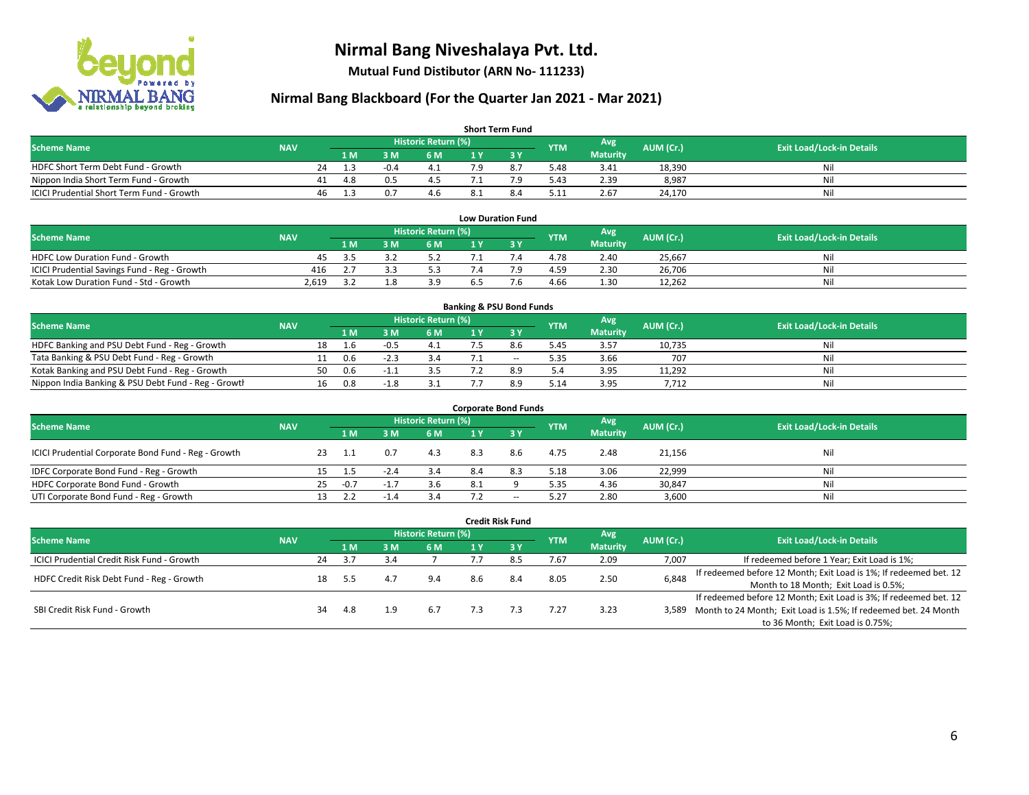# Nirmal Bang Niveshalaya Pvt. Ltd.

**Mutual Fund Distibutor (ARN No- 111233)**

## Nirmal Bang Blackboard (For the Quarter Jan 2021 - Mar 2021)

### Short Term Fund

| Scheme Name | NAV | Historic Return (%) | | | | | YTM | Avg Maturity | AUM (Cr.) | Exit Load/Lock-in Details |
|---|---|---|---|---|---|---|---|---|---|---|
| | | 1 M | 3 M | 6 M | 1 Y | 3 Y | | | | |
| HDFC Short Term Debt Fund - Growth | 24 | 1.3 | -0.4 | 4.1 | 7.9 | 8.7 | 5.48 | 3.41 | 18,390 | Nil |
| Nippon India Short Term Fund - Growth | 41 | 4.8 | 0.5 | 4.5 | 7.1 | 7.9 | 5.43 | 2.39 | 8,987 | Nil |
| ICICI Prudential Short Term Fund - Growth | 46 | 1.3 | 0.7 | 4.6 | 8.1 | 8.4 | 5.11 | 2.67 | 24,170 | Nil |

### Low Duration Fund

| Scheme Name | NAV | Historic Return (%) | | | | | YTM | Avg Maturity | AUM (Cr.) | Exit Load/Lock-in Details |
|---|---|---|---|---|---|---|---|---|---|---|
| | | 1 M | 3 M | 6 M | 1 Y | 3 Y | | | | |
| HDFC Low Duration Fund - Growth | 45 | 3.5 | 3.2 | 5.2 | 7.1 | 7.4 | 4.78 | 2.40 | 25,667 | Nil |
| ICICI Prudential Savings Fund - Reg - Growth | 416 | 2.7 | 3.3 | 5.3 | 7.4 | 7.9 | 4.59 | 2.30 | 26,706 | Nil |
| Kotak Low Duration Fund - Std - Growth | 2,619 | 3.2 | 1.8 | 3.9 | 6.5 | 7.6 | 4.66 | 1.30 | 12,262 | Nil |

### Banking & PSU Bond Funds

| Scheme Name | NAV | Historic Return (%) | | | | | YTM | Avg Maturity | AUM (Cr.) | Exit Load/Lock-in Details |
|---|---|---|---|---|---|---|---|---|---|---|
| | | 1 M | 3 M | 6 M | 1 Y | 3 Y | | | | |
| HDFC Banking and PSU Debt Fund - Reg - Growth | 18 | 1.6 | -0.5 | 4.1 | 7.5 | 8.6 | 5.45 | 3.57 | 10,735 | Nil |
| Tata Banking & PSU Debt Fund - Reg - Growth | 11 | 0.6 | -2.3 | 3.4 | 7.1 | -- | 5.35 | 3.66 | 707 | Nil |
| Kotak Banking and PSU Debt Fund - Reg - Growth | 50 | 0.6 | -1.1 | 3.5 | 7.2 | 8.9 | 5.4 | 3.95 | 11,292 | Nil |
| Nippon India Banking & PSU Debt Fund - Reg - Growth | 16 | 0.8 | -1.8 | 3.1 | 7.7 | 8.9 | 5.14 | 3.95 | 7,712 | Nil |

### Corporate Bond Funds

| Scheme Name | NAV | Historic Return (%) | | | | | YTM | Avg Maturity | AUM (Cr.) | Exit Load/Lock-in Details |
|---|---|---|---|---|---|---|---|---|---|---|
| | | 1 M | 3 M | 6 M | 1 Y | 3 Y | | | | |
| ICICI Prudential Corporate Bond Fund - Reg - Growth | 23 | 1.1 | 0.7 | 4.3 | 8.3 | 8.6 | 4.75 | 2.48 | 21,156 | Nil |
| IDFC Corporate Bond Fund - Reg - Growth | 15 | 1.5 | -2.4 | 3.4 | 8.4 | 8.3 | 5.18 | 3.06 | 22,999 | Nil |
| HDFC Corporate Bond Fund - Growth | 25 | -0.7 | -1.7 | 3.6 | 8.1 | 9 | 5.35 | 4.36 | 30,847 | Nil |
| UTI Corporate Bond Fund - Reg - Growth | 13 | 2.2 | -1.4 | 3.4 | 7.2 | -- | 5.27 | 2.80 | 3,600 | Nil |

### Credit Risk Fund

| Scheme Name | NAV | Historic Return (%) | | | | | YTM | Avg Maturity | AUM (Cr.) | Exit Load/Lock-in Details |
|---|---|---|---|---|---|---|---|---|---|---|
| | | 1 M | 3 M | 6 M | 1 Y | 3 Y | | | | |
| ICICI Prudential Credit Risk Fund - Growth | 24 | 3.7 | 3.4 | 7 | 7.7 | 8.5 | 7.67 | 2.09 | 7,007 | If redeemed before 1 Year; Exit Load is 1%; |
| HDFC Credit Risk Debt Fund - Reg - Growth | 18 | 5.5 | 4.7 | 9.4 | 8.6 | 8.4 | 8.05 | 2.50 | 6,848 | If redeemed before 12 Month; Exit Load is 1%; If redeemed bet. 12 Month to 18 Month; Exit Load is 0.5%; |
| SBI Credit Risk Fund - Growth | 34 | 4.8 | 1.9 | 6.7 | 7.3 | 7.3 | 7.27 | 3.23 | 3,589 | If redeemed before 12 Month; Exit Load is 3%; If redeemed bet. 12 Month to 24 Month; Exit Load is 1.5%; If redeemed bet. 24 Month to 36 Month; Exit Load is 0.75%; |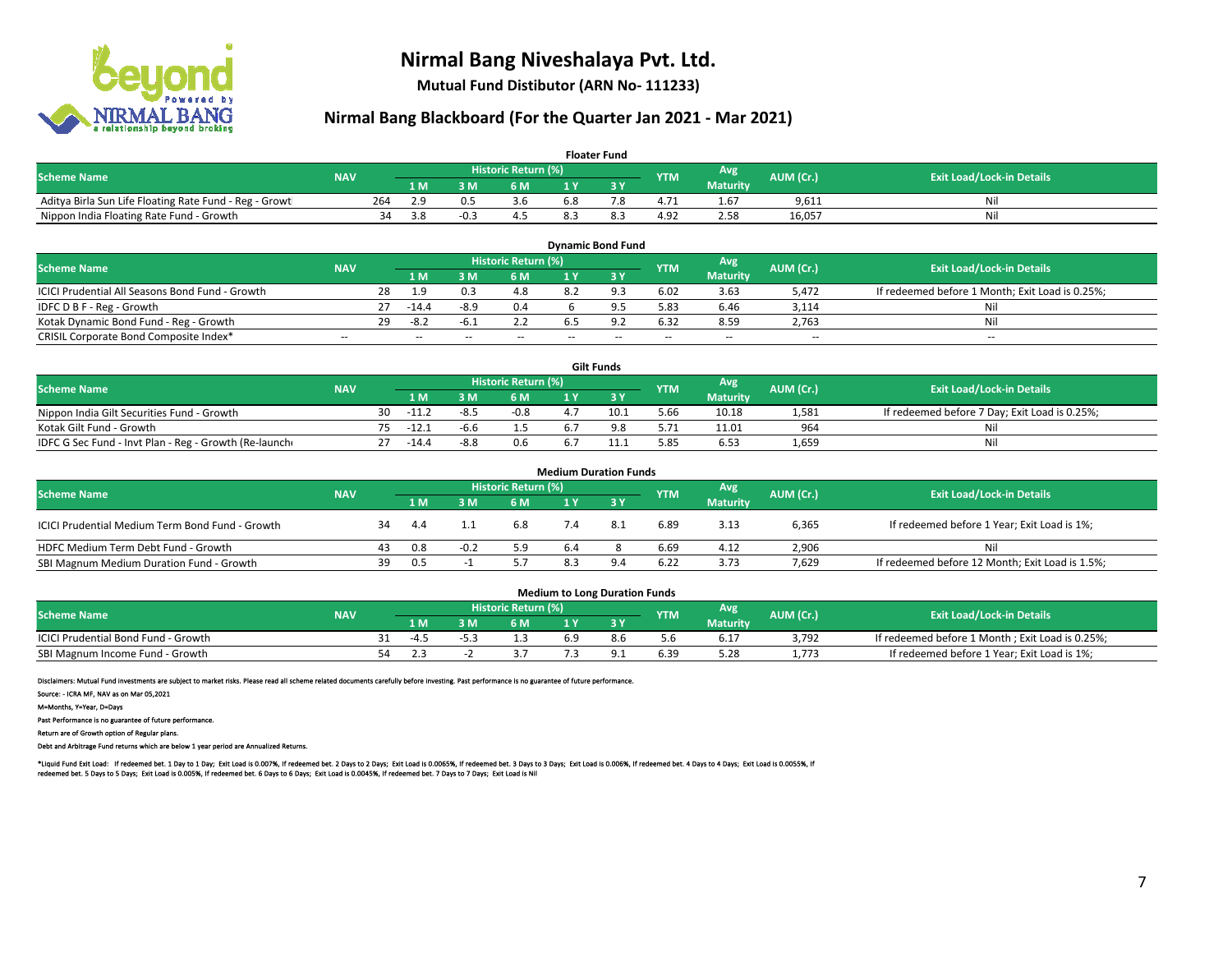# Nirmal Bang Niveshalaya Pvt. Ltd.

**Mutual Fund Distibutor (ARN No- 111233)**

## Nirmal Bang Blackboard (For the Quarter Jan 2021 - Mar 2021)

### Floater Fund

| Scheme Name | NAV | Historic Return (%) | | | | | YTM | Avg Maturity | AUM (Cr.) | Exit Load/Lock-in Details |
|---|---|---|---|---|---|---|---|---|---|---|
| | | 1 M | 3 M | 6 M | 1 Y | 3 Y | | | | |
| Aditya Birla Sun Life Floating Rate Fund - Reg - Growt | 264 | 2.9 | 0.5 | 3.6 | 6.8 | 7.8 | 4.71 | 1.67 | 9,611 | Nil |
| Nippon India Floating Rate Fund - Growth | 34 | 3.8 | -0.3 | 4.5 | 8.3 | 8.3 | 4.92 | 2.58 | 16,057 | Nil |

### Dynamic Bond Fund

| Scheme Name | NAV | Historic Return (%) | | | | | YTM | Avg Maturity | AUM (Cr.) | Exit Load/Lock-in Details |
|---|---|---|---|---|---|---|---|---|---|---|
| | | 1 M | 3 M | 6 M | 1 Y | 3 Y | | | | |
| ICICI Prudential All Seasons Bond Fund - Growth | 28 | 1.9 | 0.3 | 4.8 | 8.2 | 9.3 | 6.02 | 3.63 | 5,472 | If redeemed before 1 Month; Exit Load is 0.25%; |
| IDFC D B F - Reg - Growth | 27 | -14.4 | -8.9 | 0.4 | 6 | 9.5 | 5.83 | 6.46 | 3,114 | Nil |
| Kotak Dynamic Bond Fund - Reg - Growth | 29 | -8.2 | -6.1 | 2.2 | 6.5 | 9.2 | 6.32 | 8.59 | 2,763 | Nil |
| CRISIL Corporate Bond Composite Index* | -- | -- | -- | -- | -- | -- | -- | -- | -- | -- |

### Gilt Funds

| Scheme Name | NAV | Historic Return (%) | | | | | YTM | Avg Maturity | AUM (Cr.) | Exit Load/Lock-in Details |
|---|---|---|---|---|---|---|---|---|---|---|
| | | 1 M | 3 M | 6 M | 1 Y | 3 Y | | | | |
| Nippon India Gilt Securities Fund - Growth | 30 | -11.2 | -8.5 | -0.8 | 4.7 | 10.1 | 5.66 | 10.18 | 1,581 | If redeemed before 7 Day; Exit Load is 0.25%; |
| Kotak Gilt Fund - Growth | 75 | -12.1 | -6.6 | 1.5 | 6.7 | 9.8 | 5.71 | 11.01 | 964 | Nil |
| IDFC G Sec Fund - Invt Plan - Reg - Growth (Re-launch | 27 | -14.4 | -8.8 | 0.6 | 6.7 | 11.1 | 5.85 | 6.53 | 1,659 | Nil |

### Medium Duration Funds

| Scheme Name | NAV | Historic Return (%) | | | | | YTM | Avg Maturity | AUM (Cr.) | Exit Load/Lock-in Details |
|---|---|---|---|---|---|---|---|---|---|---|
| | | 1 M | 3 M | 6 M | 1 Y | 3 Y | | | | |
| ICICI Prudential Medium Term Bond Fund - Growth | 34 | 4.4 | 1.1 | 6.8 | 7.4 | 8.1 | 6.89 | 3.13 | 6,365 | If redeemed before 1 Year; Exit Load is 1%; |
| HDFC Medium Term Debt Fund - Growth | 43 | 0.8 | -0.2 | 5.9 | 6.4 | 8 | 6.69 | 4.12 | 2,906 | Nil |
| SBI Magnum Medium Duration Fund - Growth | 39 | 0.5 | -1 | 5.7 | 8.3 | 9.4 | 6.22 | 3.73 | 7,629 | If redeemed before 12 Month; Exit Load is 1.5%; |

### Medium to Long Duration Funds

| Scheme Name | NAV | Historic Return (%) | | | | | YTM | Avg Maturity | AUM (Cr.) | Exit Load/Lock-in Details |
|---|---|---|---|---|---|---|---|---|---|---|
| | | 1 M | 3 M | 6 M | 1 Y | 3 Y | | | | |
| ICICI Prudential Bond Fund - Growth | 31 | -4.5 | -5.3 | 1.3 | 6.9 | 8.6 | 5.6 | 6.17 | 3,792 | If redeemed before 1 Month ; Exit Load is 0.25%; |
| SBI Magnum Income Fund - Growth | 54 | 2.3 | -2 | 3.7 | 7.3 | 9.1 | 6.39 | 5.28 | 1,773 | If redeemed before 1 Year; Exit Load is 1%; |

Disclaimers: Mutual Fund investments are subject to market risks. Please read all scheme related documents carefully before investing. Past performance is no guarantee of future performance.

Source: - ICRA MF, NAV as on Mar 05,2021

M=Months, Y=Year, D=Days

Past Performance is no guarantee of future performance.

Return are of Growth option of Regular plans.

Debt and Arbitrage Fund returns which are below 1 year period are Annualized Returns.

*Liquid Fund Exit Load: If redeemed bet. 1 Day to 1 Day; Exit Load is 0.007%, If redeemed bet. 2 Days to 2 Days; Exit Load is 0.0065%, If redeemed bet. 3 Days to 3 Days; Exit Load is 0.006%, If redeemed bet. 4 Days to 4 Days; Exit Load is 0.0055%, If redeemed bet. 5 Days to 5 Days; Exit Load is 0.005%, If redeemed bet. 6 Days to 6 Days; Exit Load is 0.0045%, If redeemed bet. 7 Days to 7 Days; Exit Load is Nil